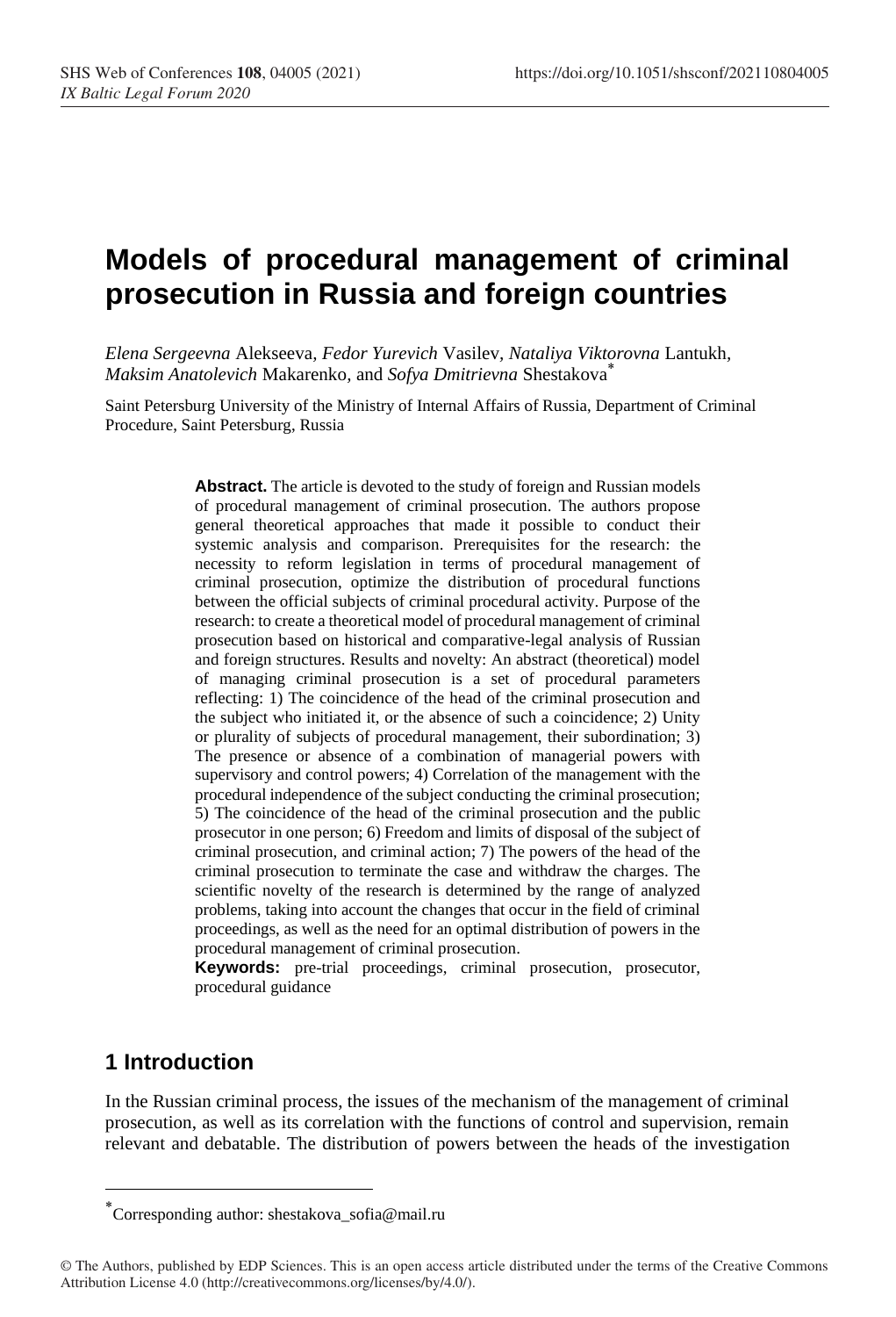# Models of procedural management of criminal prosecution in Russia and foreign countries

*Elena Sergeevna* Alekseeva, *Fedor Yurevich* Vasilev, *Nataliya Viktorovna* Lantukh, *Maksim Anatolevich* Makarenko, and *Sofya Dmitrievna* Shestakova[*]

Saint Petersburg University of the Ministry of Internal Affairs of Russia, Department of Criminal Procedure, Saint Petersburg, Russia

**Abstract.** The article is devoted to the study of foreign and Russian models of procedural management of criminal prosecution. The authors propose general theoretical approaches that made it possible to conduct their systemic analysis and comparison. Prerequisites for the research: the necessity to reform legislation in terms of procedural management of criminal prosecution, optimize the distribution of procedural functions between the official subjects of criminal procedural activity. Purpose of the research: to create a theoretical model of procedural management of criminal prosecution based on historical and comparative-legal analysis of Russian and foreign structures. Results and novelty: An abstract (theoretical) model of managing criminal prosecution is a set of procedural parameters reflecting: 1) The coincidence of the head of the criminal prosecution and the subject who initiated it, or the absence of such a coincidence; 2) Unity or plurality of subjects of procedural management, their subordination; 3) The presence or absence of a combination of managerial powers with supervisory and control powers; 4) Correlation of the management with the procedural independence of the subject conducting the criminal prosecution; 5) The coincidence of the head of the criminal prosecution and the public prosecutor in one person; 6) Freedom and limits of disposal of the subject of criminal prosecution, and criminal action; 7) The powers of the head of the criminal prosecution to terminate the case and withdraw the charges. The scientific novelty of the research is determined by the range of analyzed problems, taking into account the changes that occur in the field of criminal proceedings, as well as the need for an optimal distribution of powers in the procedural management of criminal prosecution.

**Keywords:** pre-trial proceedings, criminal prosecution, prosecutor, procedural guidance

## 1 Introduction

In the Russian criminal process, the issues of the mechanism of the management of criminal prosecution, as well as its correlation with the functions of control and supervision, remain relevant and debatable. The distribution of powers between the heads of the investigation

[*] Corresponding author: shestakova_sofia@mail.ru

© The Authors, published by EDP Sciences. This is an open access article distributed under the terms of the Creative Commons Attribution License 4.0 (http://creativecommons.org/licenses/by/4.0/).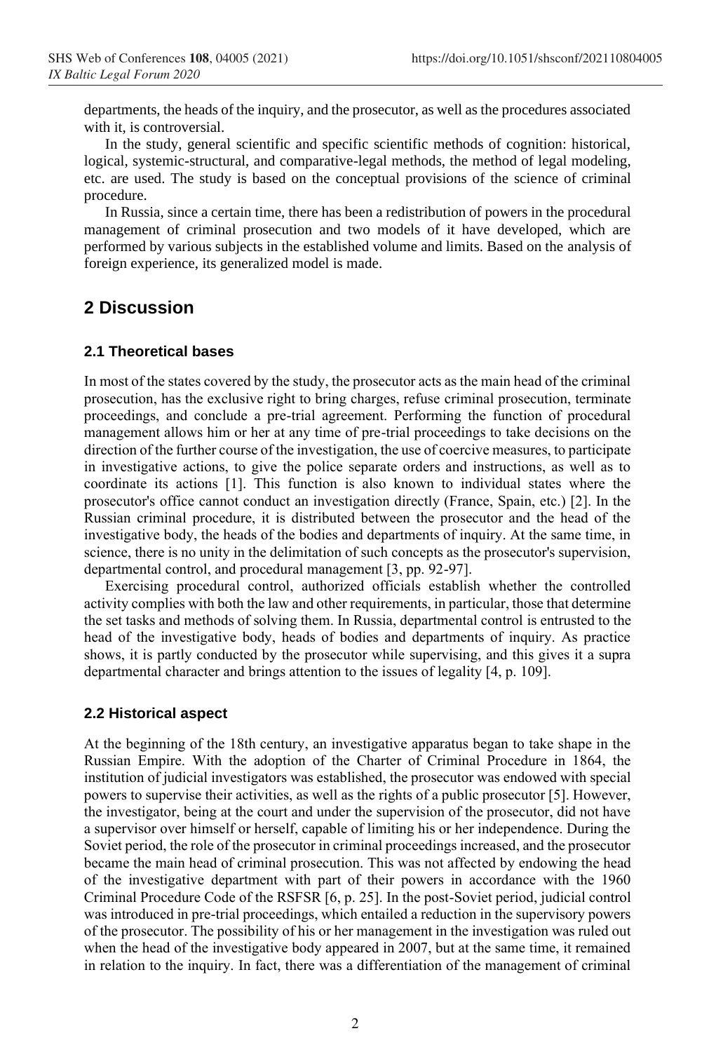departments, the heads of the inquiry, and the prosecutor, as well as the procedures associated with it, is controversial.

In the study, general scientific and specific scientific methods of cognition: historical, logical, systemic-structural, and comparative-legal methods, the method of legal modeling, etc. are used. The study is based on the conceptual provisions of the science of criminal procedure.

In Russia, since a certain time, there has been a redistribution of powers in the procedural management of criminal prosecution and two models of it have developed, which are performed by various subjects in the established volume and limits. Based on the analysis of foreign experience, its generalized model is made.

## 2 Discussion

### 2.1 Theoretical bases

In most of the states covered by the study, the prosecutor acts as the main head of the criminal prosecution, has the exclusive right to bring charges, refuse criminal prosecution, terminate proceedings, and conclude a pre-trial agreement. Performing the function of procedural management allows him or her at any time of pre-trial proceedings to take decisions on the direction of the further course of the investigation, the use of coercive measures, to participate in investigative actions, to give the police separate orders and instructions, as well as to coordinate its actions [1]. This function is also known to individual states where the prosecutor's office cannot conduct an investigation directly (France, Spain, etc.) [2]. In the Russian criminal procedure, it is distributed between the prosecutor and the head of the investigative body, the heads of the bodies and departments of inquiry. At the same time, in science, there is no unity in the delimitation of such concepts as the prosecutor's supervision, departmental control, and procedural management [3, pp. 92-97].

Exercising procedural control, authorized officials establish whether the controlled activity complies with both the law and other requirements, in particular, those that determine the set tasks and methods of solving them. In Russia, departmental control is entrusted to the head of the investigative body, heads of bodies and departments of inquiry. As practice shows, it is partly conducted by the prosecutor while supervising, and this gives it a supra departmental character and brings attention to the issues of legality [4, p. 109].

### 2.2 Historical aspect

At the beginning of the 18th century, an investigative apparatus began to take shape in the Russian Empire. With the adoption of the Charter of Criminal Procedure in 1864, the institution of judicial investigators was established, the prosecutor was endowed with special powers to supervise their activities, as well as the rights of a public prosecutor [5]. However, the investigator, being at the court and under the supervision of the prosecutor, did not have a supervisor over himself or herself, capable of limiting his or her independence. During the Soviet period, the role of the prosecutor in criminal proceedings increased, and the prosecutor became the main head of criminal prosecution. This was not affected by endowing the head of the investigative department with part of their powers in accordance with the 1960 Criminal Procedure Code of the RSFSR [6, p. 25]. In the post-Soviet period, judicial control was introduced in pre-trial proceedings, which entailed a reduction in the supervisory powers of the prosecutor. The possibility of his or her management in the investigation was ruled out when the head of the investigative body appeared in 2007, but at the same time, it remained in relation to the inquiry. In fact, there was a differentiation of the management of criminal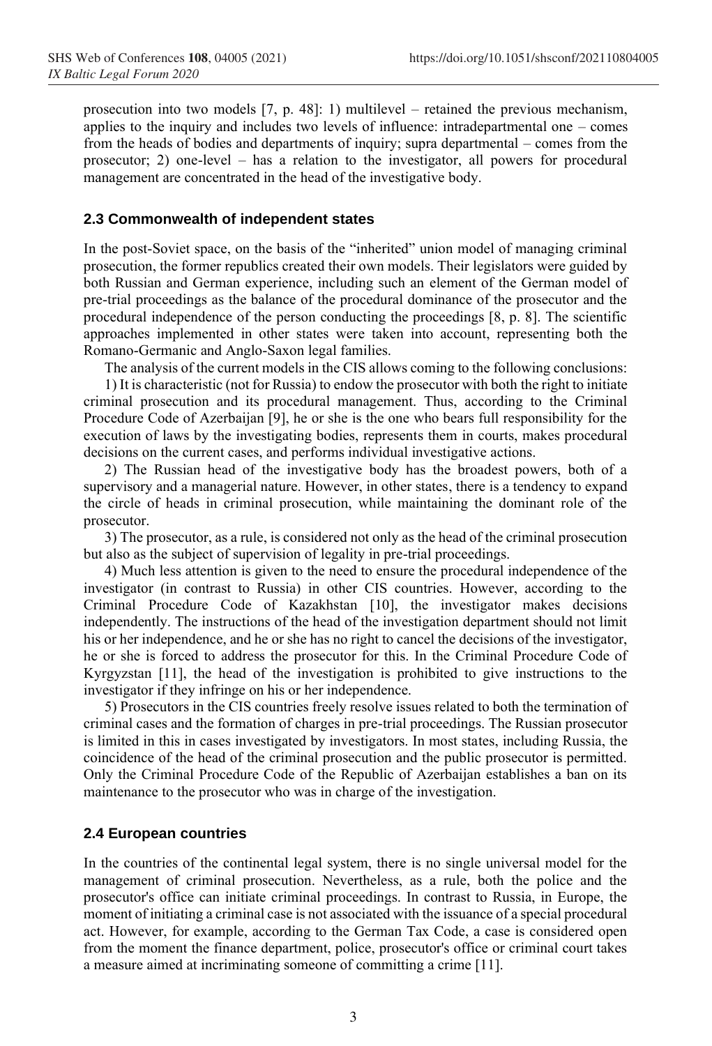prosecution into two models [7, p. 48]: 1) multilevel – retained the previous mechanism, applies to the inquiry and includes two levels of influence: intradepartmental one – comes from the heads of bodies and departments of inquiry; supra departmental – comes from the prosecutor; 2) one-level – has a relation to the investigator, all powers for procedural management are concentrated in the head of the investigative body.

### 2.3 Commonwealth of independent states

In the post-Soviet space, on the basis of the "inherited" union model of managing criminal prosecution, the former republics created their own models. Their legislators were guided by both Russian and German experience, including such an element of the German model of pre-trial proceedings as the balance of the procedural dominance of the prosecutor and the procedural independence of the person conducting the proceedings [8, p. 8]. The scientific approaches implemented in other states were taken into account, representing both the Romano-Germanic and Anglo-Saxon legal families.

The analysis of the current models in the CIS allows coming to the following conclusions:

1) It is characteristic (not for Russia) to endow the prosecutor with both the right to initiate criminal prosecution and its procedural management. Thus, according to the Criminal Procedure Code of Azerbaijan [9], he or she is the one who bears full responsibility for the execution of laws by the investigating bodies, represents them in courts, makes procedural decisions on the current cases, and performs individual investigative actions.

2) The Russian head of the investigative body has the broadest powers, both of a supervisory and a managerial nature. However, in other states, there is a tendency to expand the circle of heads in criminal prosecution, while maintaining the dominant role of the prosecutor.

3) The prosecutor, as a rule, is considered not only as the head of the criminal prosecution but also as the subject of supervision of legality in pre-trial proceedings.

4) Much less attention is given to the need to ensure the procedural independence of the investigator (in contrast to Russia) in other CIS countries. However, according to the Criminal Procedure Code of Kazakhstan [10], the investigator makes decisions independently. The instructions of the head of the investigation department should not limit his or her independence, and he or she has no right to cancel the decisions of the investigator, he or she is forced to address the prosecutor for this. In the Criminal Procedure Code of Kyrgyzstan [11], the head of the investigation is prohibited to give instructions to the investigator if they infringe on his or her independence.

5) Prosecutors in the CIS countries freely resolve issues related to both the termination of criminal cases and the formation of charges in pre-trial proceedings. The Russian prosecutor is limited in this in cases investigated by investigators. In most states, including Russia, the coincidence of the head of the criminal prosecution and the public prosecutor is permitted. Only the Criminal Procedure Code of the Republic of Azerbaijan establishes a ban on its maintenance to the prosecutor who was in charge of the investigation.

### 2.4 European countries

In the countries of the continental legal system, there is no single universal model for the management of criminal prosecution. Nevertheless, as a rule, both the police and the prosecutor's office can initiate criminal proceedings. In contrast to Russia, in Europe, the moment of initiating a criminal case is not associated with the issuance of a special procedural act. However, for example, according to the German Tax Code, a case is considered open from the moment the finance department, police, prosecutor's office or criminal court takes a measure aimed at incriminating someone of committing a crime [11].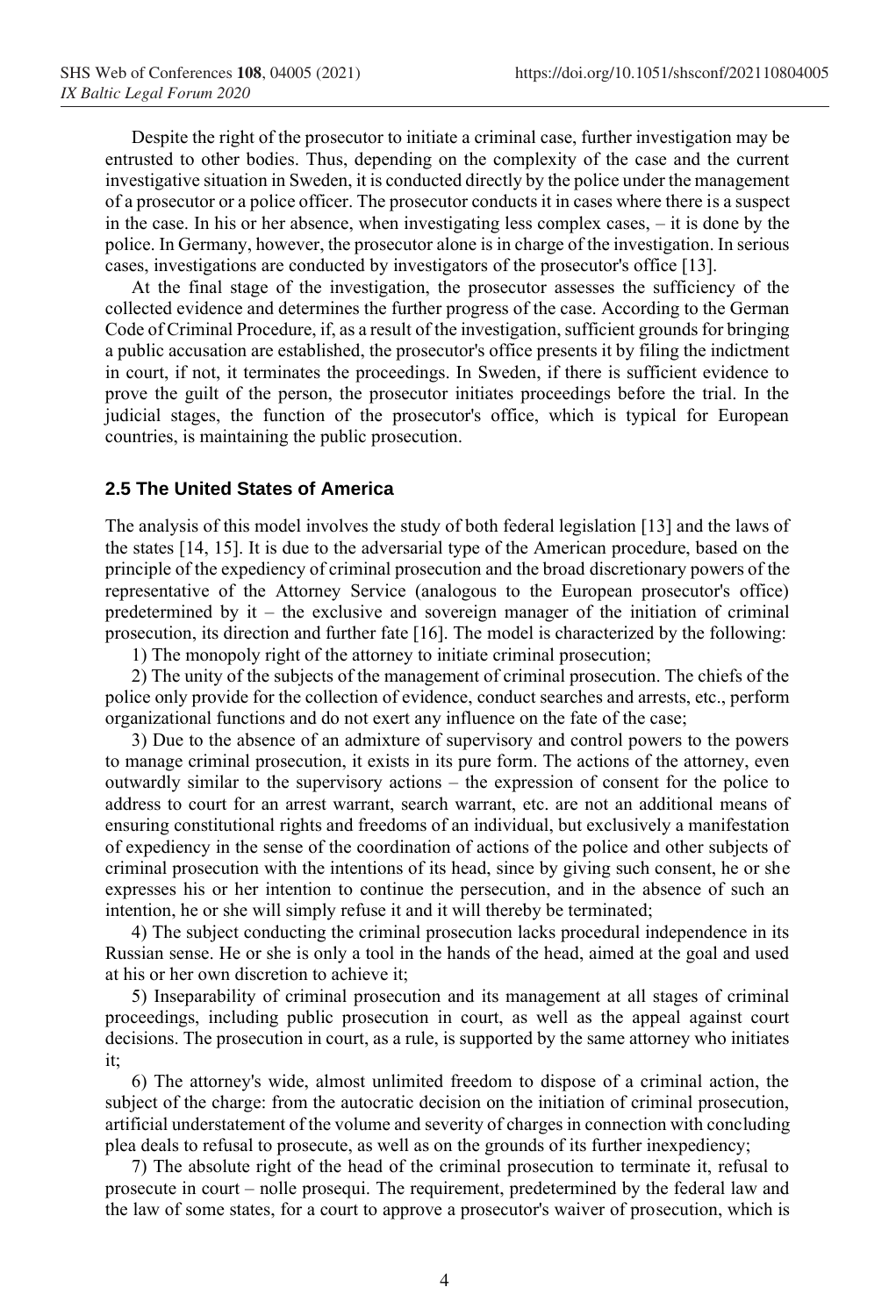Despite the right of the prosecutor to initiate a criminal case, further investigation may be entrusted to other bodies. Thus, depending on the complexity of the case and the current investigative situation in Sweden, it is conducted directly by the police under the management of a prosecutor or a police officer. The prosecutor conducts it in cases where there is a suspect in the case. In his or her absence, when investigating less complex cases, – it is done by the police. In Germany, however, the prosecutor alone is in charge of the investigation. In serious cases, investigations are conducted by investigators of the prosecutor's office [13].

At the final stage of the investigation, the prosecutor assesses the sufficiency of the collected evidence and determines the further progress of the case. According to the German Code of Criminal Procedure, if, as a result of the investigation, sufficient grounds for bringing a public accusation are established, the prosecutor's office presents it by filing the indictment in court, if not, it terminates the proceedings. In Sweden, if there is sufficient evidence to prove the guilt of the person, the prosecutor initiates proceedings before the trial. In the judicial stages, the function of the prosecutor's office, which is typical for European countries, is maintaining the public prosecution.

### 2.5 The United States of America

The analysis of this model involves the study of both federal legislation [13] and the laws of the states [14, 15]. It is due to the adversarial type of the American procedure, based on the principle of the expediency of criminal prosecution and the broad discretionary powers of the representative of the Attorney Service (analogous to the European prosecutor's office) predetermined by it – the exclusive and sovereign manager of the initiation of criminal prosecution, its direction and further fate [16]. The model is characterized by the following:

1) The monopoly right of the attorney to initiate criminal prosecution;

2) The unity of the subjects of the management of criminal prosecution. The chiefs of the police only provide for the collection of evidence, conduct searches and arrests, etc., perform organizational functions and do not exert any influence on the fate of the case;

3) Due to the absence of an admixture of supervisory and control powers to the powers to manage criminal prosecution, it exists in its pure form. The actions of the attorney, even outwardly similar to the supervisory actions – the expression of consent for the police to address to court for an arrest warrant, search warrant, etc. are not an additional means of ensuring constitutional rights and freedoms of an individual, but exclusively a manifestation of expediency in the sense of the coordination of actions of the police and other subjects of criminal prosecution with the intentions of its head, since by giving such consent, he or she expresses his or her intention to continue the persecution, and in the absence of such an intention, he or she will simply refuse it and it will thereby be terminated;

4) The subject conducting the criminal prosecution lacks procedural independence in its Russian sense. He or she is only a tool in the hands of the head, aimed at the goal and used at his or her own discretion to achieve it;

5) Inseparability of criminal prosecution and its management at all stages of criminal proceedings, including public prosecution in court, as well as the appeal against court decisions. The prosecution in court, as a rule, is supported by the same attorney who initiates it;

6) The attorney's wide, almost unlimited freedom to dispose of a criminal action, the subject of the charge: from the autocratic decision on the initiation of criminal prosecution, artificial understatement of the volume and severity of charges in connection with concluding plea deals to refusal to prosecute, as well as on the grounds of its further inexpediency;

7) The absolute right of the head of the criminal prosecution to terminate it, refusal to prosecute in court – nolle prosequi. The requirement, predetermined by the federal law and the law of some states, for a court to approve a prosecutor's waiver of prosecution, which is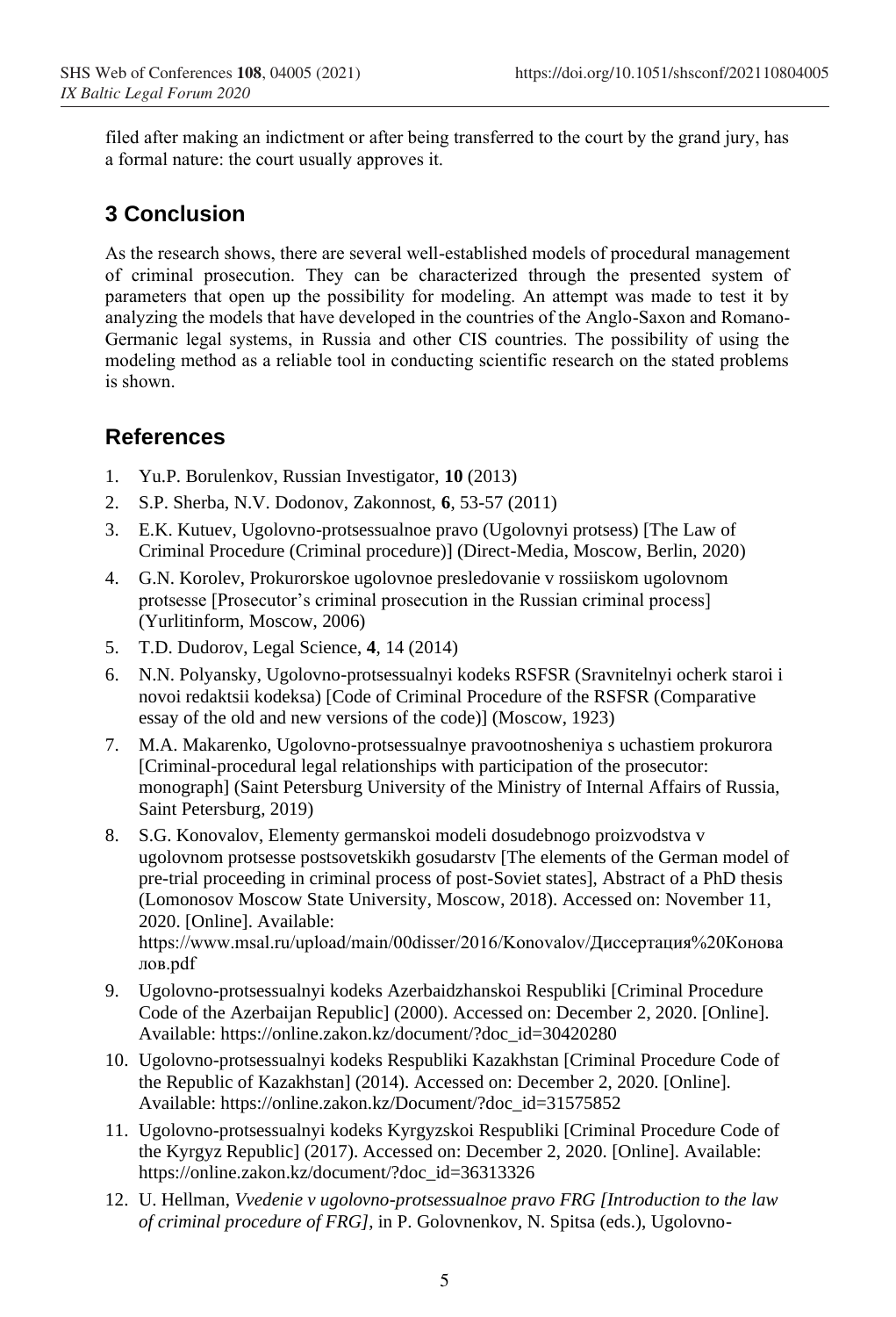filed after making an indictment or after being transferred to the court by the grand jury, has a formal nature: the court usually approves it.

## 3 Conclusion

As the research shows, there are several well-established models of procedural management of criminal prosecution. They can be characterized through the presented system of parameters that open up the possibility for modeling. An attempt was made to test it by analyzing the models that have developed in the countries of the Anglo-Saxon and Romano-Germanic legal systems, in Russia and other CIS countries. The possibility of using the modeling method as a reliable tool in conducting scientific research on the stated problems is shown.

## References

1. Yu.P. Borulenkov, Russian Investigator, **10** (2013)
2. S.P. Sherba, N.V. Dodonov, Zakonnost, **6**, 53-57 (2011)
3. E.K. Kutuev, Ugolovno-protsessualnoe pravo (Ugolovnyi protsess) [The Law of Criminal Procedure (Criminal procedure)] (Direct-Media, Moscow, Berlin, 2020)
4. G.N. Korolev, Prokurorskoe ugolovnoe presledovanie v rossiiskom ugolovnom protsesse [Prosecutor's criminal prosecution in the Russian criminal process] (Yurlitinform, Moscow, 2006)
5. T.D. Dudorov, Legal Science, **4**, 14 (2014)
6. N.N. Polyansky, Ugolovno-protsessualnyi kodeks RSFSR (Sravnitelnyi ocherk staroi i novoi redaktsii kodeksa) [Code of Criminal Procedure of the RSFSR (Comparative essay of the old and new versions of the code)] (Moscow, 1923)
7. M.A. Makarenko, Ugolovno-protsessualnye pravootnosheniya s uchastiem prokurora [Criminal-procedural legal relationships with participation of the prosecutor: monograph] (Saint Petersburg University of the Ministry of Internal Affairs of Russia, Saint Petersburg, 2019)
8. S.G. Konovalov, Elementy germanskoi modeli dosudebnogo proizvodstva v ugolovnom protsesse postsovetskikh gosudarstv [The elements of the German model of pre-trial proceeding in criminal process of post-Soviet states], Abstract of a PhD thesis (Lomonosov Moscow State University, Moscow, 2018). Accessed on: November 11, 2020. [Online]. Available: https://www.msal.ru/upload/main/00disser/2016/Konovalov/Диссертация%20Коновалов.pdf
9. Ugolovno-protsessualnyi kodeks Azerbaidzhanskoi Respubliki [Criminal Procedure Code of the Azerbaijan Republic] (2000). Accessed on: December 2, 2020. [Online]. Available: https://online.zakon.kz/document/?doc_id=30420280
10. Ugolovno-protsessualnyi kodeks Respubliki Kazakhstan [Criminal Procedure Code of the Republic of Kazakhstan] (2014). Accessed on: December 2, 2020. [Online]. Available: https://online.zakon.kz/Document/?doc_id=31575852
11. Ugolovno-protsessualnyi kodeks Kyrgyzskoi Respubliki [Criminal Procedure Code of the Kyrgyz Republic] (2017). Accessed on: December 2, 2020. [Online]. Available: https://online.zakon.kz/document/?doc_id=36313326
12. U. Hellman, *Vvedenie v ugolovno-protsessualnoe pravo FRG [Introduction to the law of criminal procedure of FRG]*, in P. Golovnenkov, N. Spitsa (eds.), Ugolovno-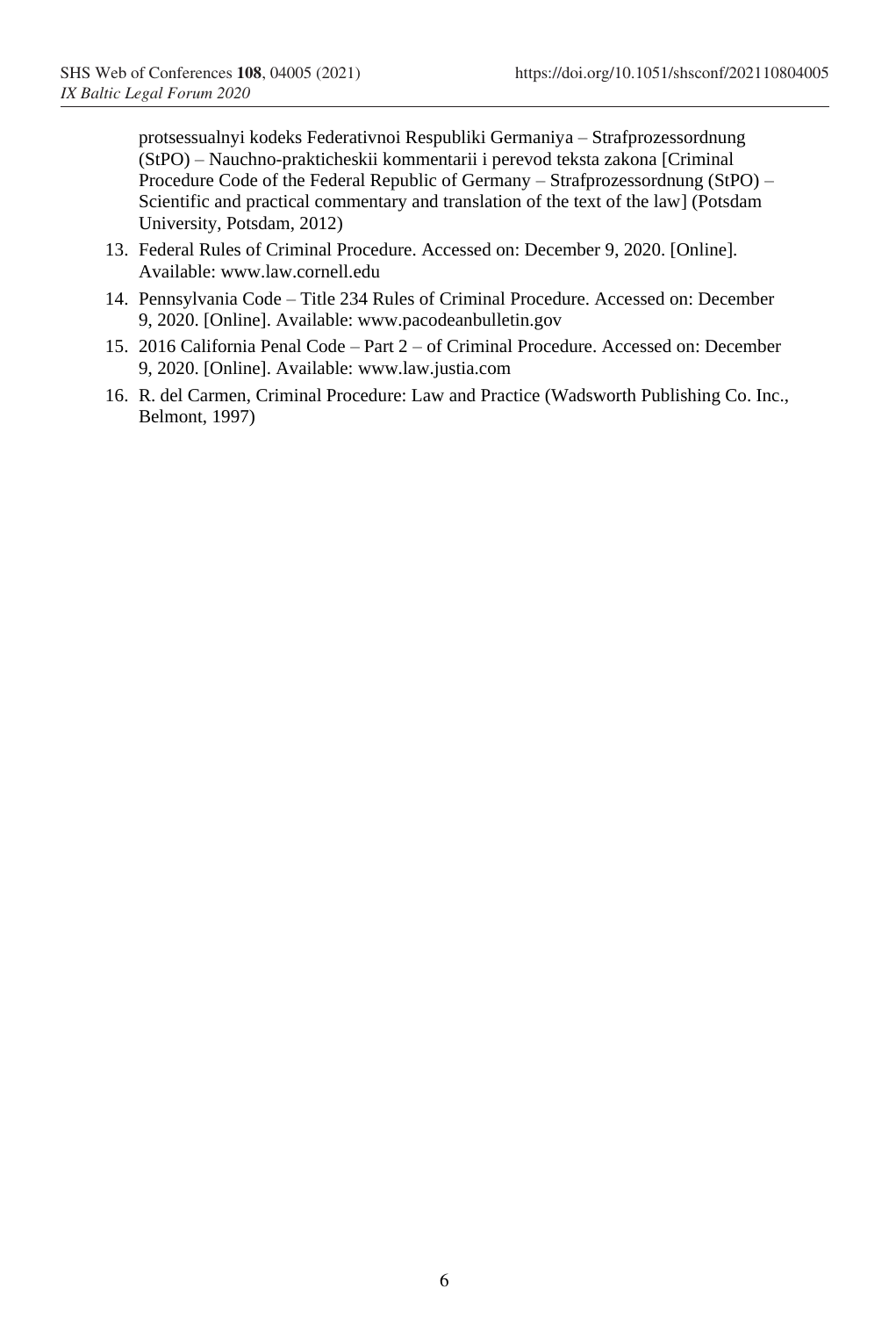protsessualnyi kodeks Federativnoi Respubliki Germaniya – Strafprozessordnung (StPO) – Nauchno-prakticheskii kommentarii i perevod teksta zakona [Criminal Procedure Code of the Federal Republic of Germany – Strafprozessordnung (StPO) – Scientific and practical commentary and translation of the text of the law] (Potsdam University, Potsdam, 2012)

13. Federal Rules of Criminal Procedure. Accessed on: December 9, 2020. [Online]. Available: www.law.cornell.edu
14. Pennsylvania Code – Title 234 Rules of Criminal Procedure. Accessed on: December 9, 2020. [Online]. Available: www.pacodeanbulletin.gov
15. 2016 California Penal Code – Part 2 – of Criminal Procedure. Accessed on: December 9, 2020. [Online]. Available: www.law.justia.com
16. R. del Carmen, Criminal Procedure: Law and Practice (Wadsworth Publishing Co. Inc., Belmont, 1997)